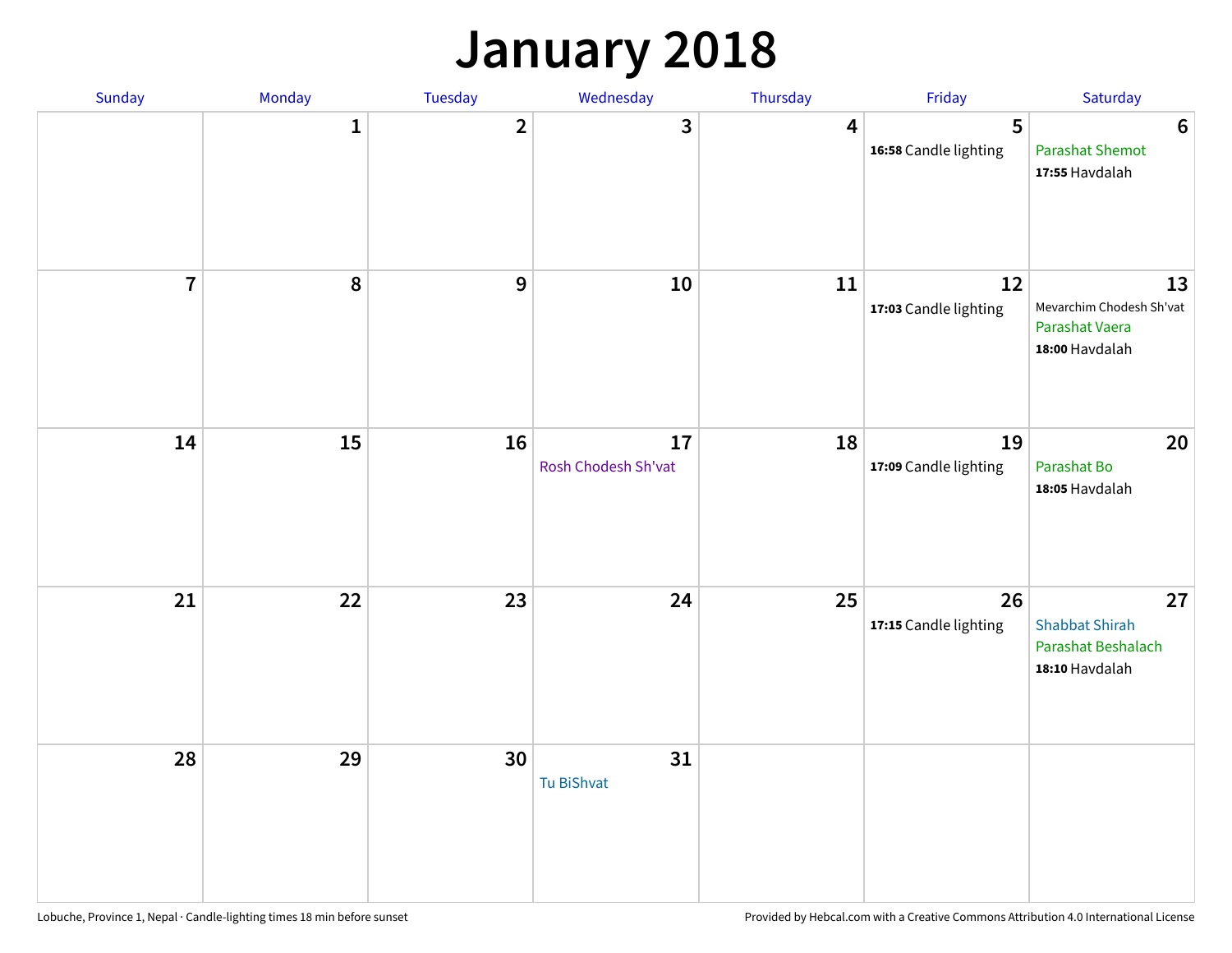# January 2018

| Sunday | Monday | Tuesday | Wednesday | Thursday | Friday | Saturday |
|---|---|---|---|---|---|---|
| | 1 | 2 | 3 | 4 | 5<br>**16:58** Candle lighting | 6<br>Parashat Shemot<br>**17:55** Havdalah |
| 7 | 8 | 9 | 10 | 11 | 12<br>**17:03** Candle lighting | 13<br>Mevarchim Chodesh Sh'vat<br>Parashat Vaera<br>**18:00** Havdalah |
| 14 | 15 | 16 | 17<br>Rosh Chodesh Sh'vat | 18 | 19<br>**17:09** Candle lighting | 20<br>Parashat Bo<br>**18:05** Havdalah |
| 21 | 22 | 23 | 24 | 25 | 26<br>**17:15** Candle lighting | 27<br>Shabbat Shirah<br>Parashat Beshalach<br>**18:10** Havdalah |
| 28 | 29 | 30 | 31<br>Tu BiShvat | | | |

Lobuche, Province 1, Nepal · Candle-lighting times 18 min before sunset

Provided by Hebcal.com with a Creative Commons Attribution 4.0 International License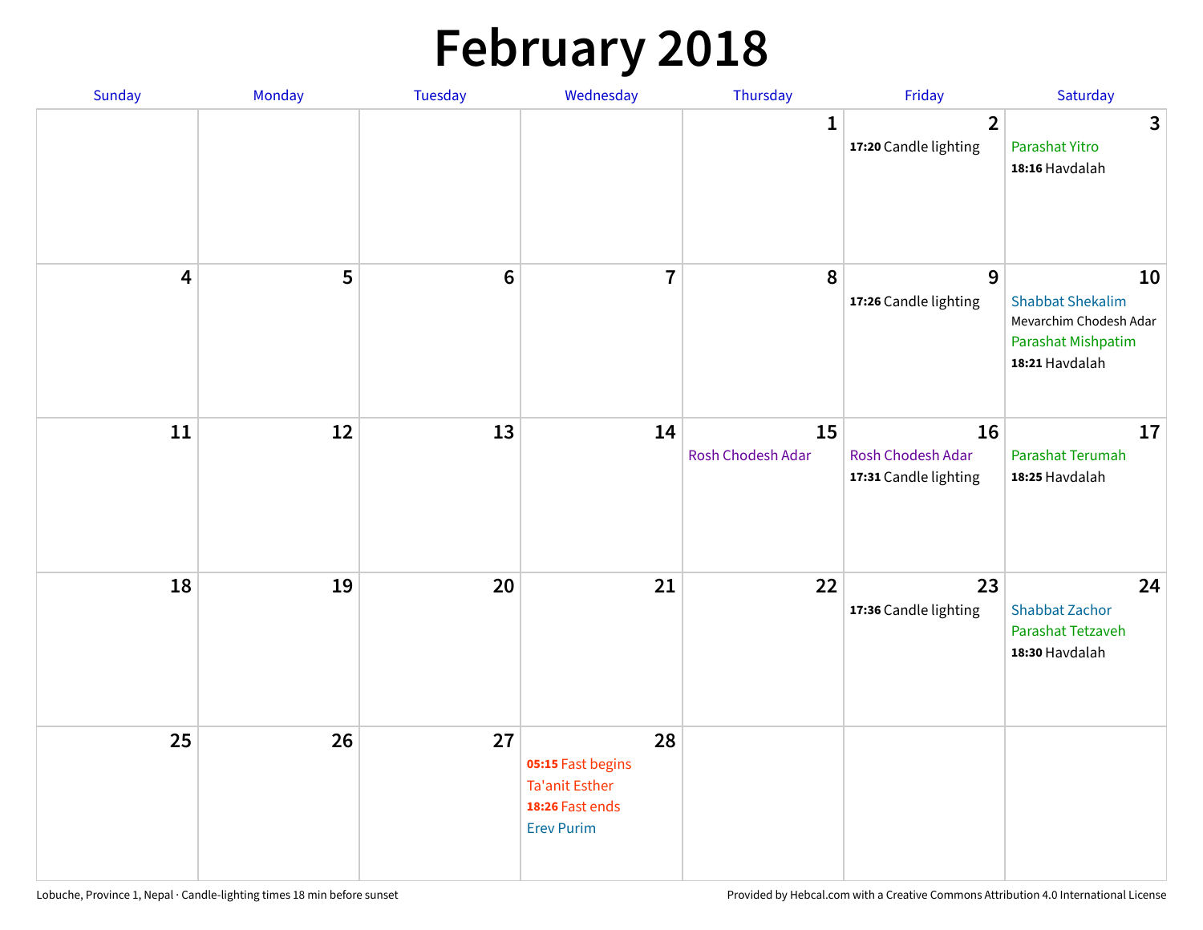# February 2018

| Sunday | Monday | Tuesday | Wednesday | Thursday | Friday | Saturday |
|---|---|---|---|---|---|---|
| | | | | 1 | 2<br>**17:20** Candle lighting | 3<br>Parashat Yitro<br>**18:16** Havdalah |
| 4 | 5 | 6 | 7 | 8 | 9<br>**17:26** Candle lighting | 10<br>Shabbat Shekalim<br>Mevarchim Chodesh Adar<br>Parashat Mishpatim<br>**18:21** Havdalah |
| 11 | 12 | 13 | 14 | 15<br>Rosh Chodesh Adar | 16<br>Rosh Chodesh Adar<br>**17:31** Candle lighting | 17<br>Parashat Terumah<br>**18:25** Havdalah |
| 18 | 19 | 20 | 21 | 22 | 23<br>**17:36** Candle lighting | 24<br>Shabbat Zachor<br>Parashat Tetzaveh<br>**18:30** Havdalah |
| 25 | 26 | 27 | 28<br>**05:15** Fast begins<br>Ta'anit Esther<br>**18:26** Fast ends<br>Erev Purim | | | |

Lobuche, Province 1, Nepal · Candle-lighting times 18 min before sunset

Provided by Hebcal.com with a Creative Commons Attribution 4.0 International License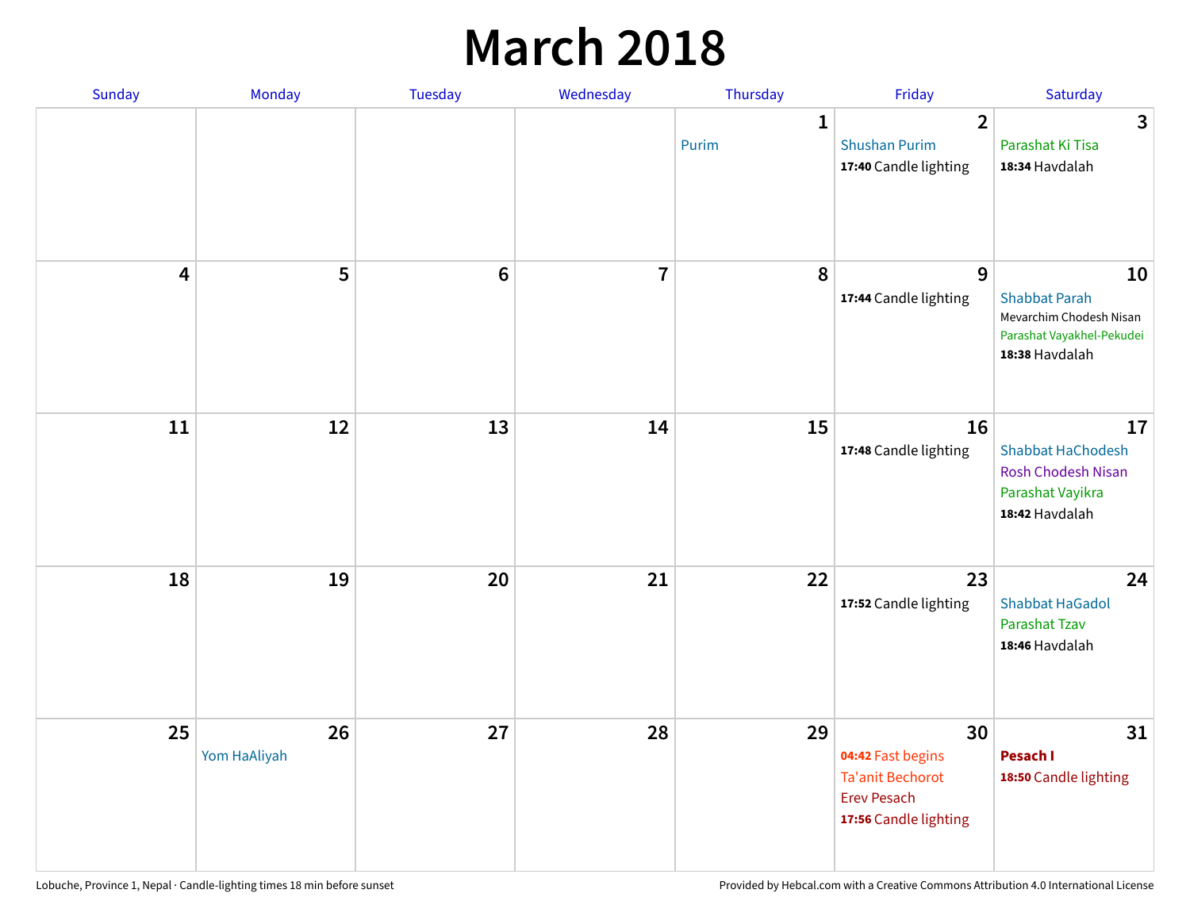# March 2018

| Sunday | Monday | Tuesday | Wednesday | Thursday | Friday | Saturday |
|---|---|---|---|---|---|---|
| | | | | 1<br>Purim | 2<br>Shushan Purim<br>**17:40** Candle lighting | 3<br>Parashat Ki Tisa<br>**18:34** Havdalah |
| 4 | 5 | 6 | 7 | 8 | 9<br>**17:44** Candle lighting | 10<br>Shabbat Parah<br>Mevarchim Chodesh Nisan<br>Parashat Vayakhel-Pekudei<br>**18:38** Havdalah |
| 11 | 12 | 13 | 14 | 15 | 16<br>**17:48** Candle lighting | 17<br>Shabbat HaChodesh<br>Rosh Chodesh Nisan<br>Parashat Vayikra<br>**18:42** Havdalah |
| 18 | 19 | 20 | 21 | 22 | 23<br>**17:52** Candle lighting | 24<br>Shabbat HaGadol<br>Parashat Tzav<br>**18:46** Havdalah |
| 25 | 26<br>Yom HaAliyah | 27 | 28 | 29 | 30<br>**04:42** Fast begins<br>Ta'anit Bechorot<br>Erev Pesach<br>**17:56** Candle lighting | 31<br>**Pesach I**<br>**18:50** Candle lighting |

Lobuche, Province 1, Nepal · Candle-lighting times 18 min before sunset

Provided by Hebcal.com with a Creative Commons Attribution 4.0 International License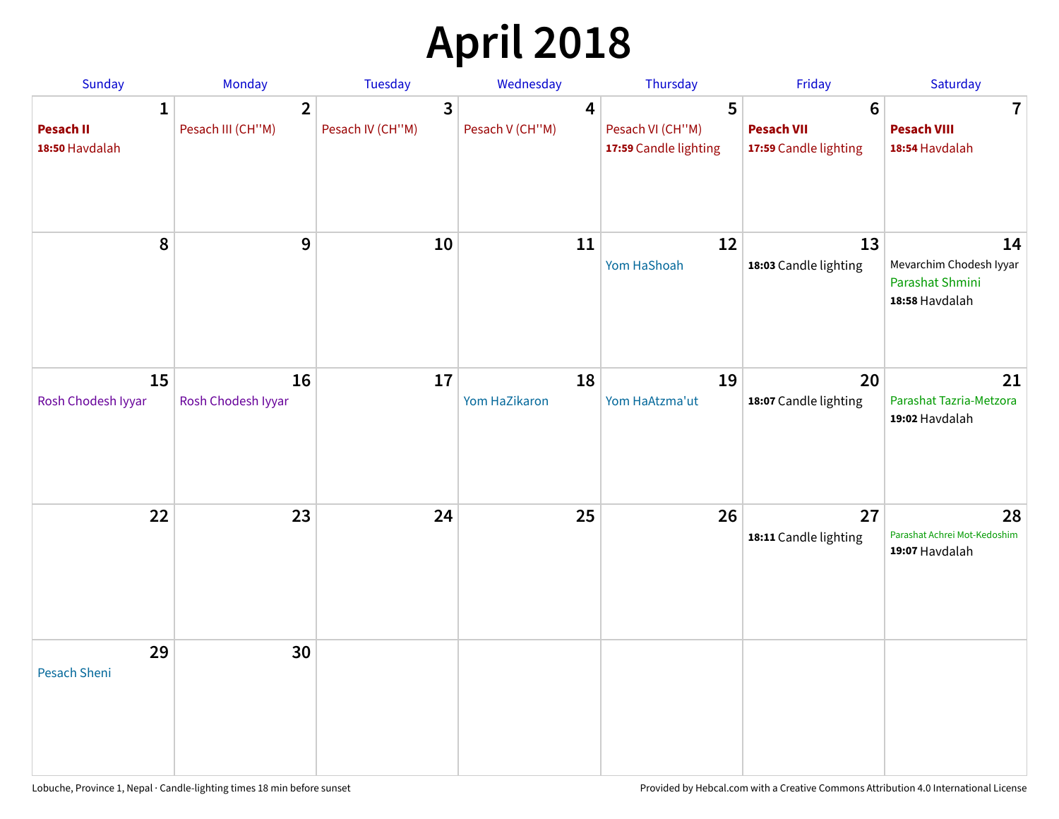# April 2018

| Sunday | Monday | Tuesday | Wednesday | Thursday | Friday | Saturday |
| --- | --- | --- | --- | --- | --- | --- |
| 1 **Pesach II** **18:50** Havdalah | 2 Pesach III (CH''M) | 3 Pesach IV (CH''M) | 4 Pesach V (CH''M) | 5 Pesach VI (CH''M) **17:59** Candle lighting | 6 **Pesach VII** **17:59** Candle lighting | 7 **Pesach VIII** **18:54** Havdalah |
| 8 | 9 | 10 | 11 | 12 Yom HaShoah | 13 **18:03** Candle lighting | 14 Mevarchim Chodesh Iyyar Parashat Shmini **18:58** Havdalah |
| 15 Rosh Chodesh Iyyar | 16 Rosh Chodesh Iyyar | 17 | 18 Yom HaZikaron | 19 Yom HaAtzma'ut | 20 **18:07** Candle lighting | 21 Parashat Tazria-Metzora **19:02** Havdalah |
| 22 | 23 | 24 | 25 | 26 | 27 **18:11** Candle lighting | 28 Parashat Achrei Mot-Kedoshim **19:07** Havdalah |
| 29 Pesach Sheni | 30 | | | | | |

Lobuche, Province 1, Nepal · Candle-lighting times 18 min before sunset

Provided by Hebcal.com with a Creative Commons Attribution 4.0 International License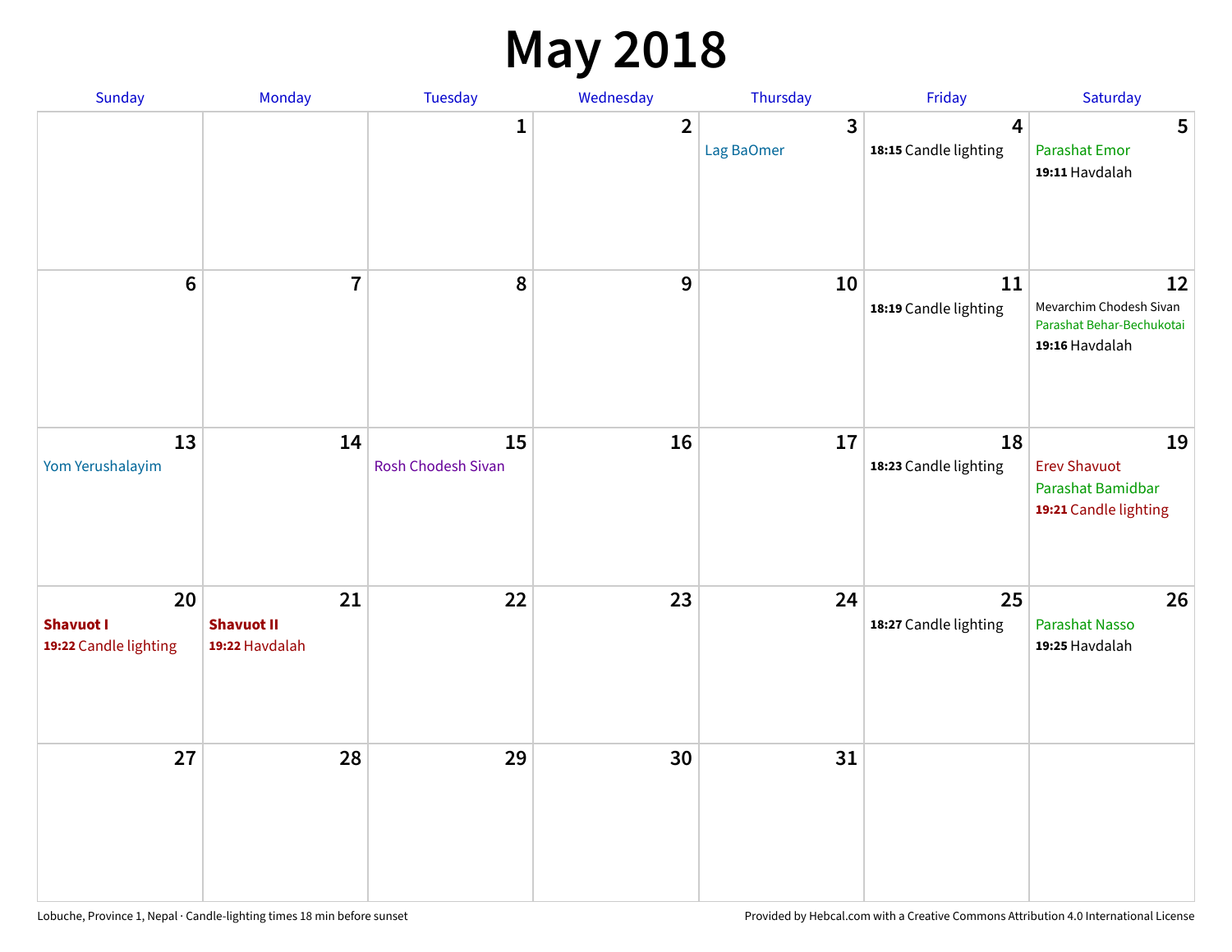# May 2018

| Sunday | Monday | Tuesday | Wednesday | Thursday | Friday | Saturday |
|---|---|---|---|---|---|---|
| | | 1 | 2 | 3<br>Lag BaOmer | 4<br>**18:15** Candle lighting | 5<br>Parashat Emor<br>**19:11** Havdalah |
| 6 | 7 | 8 | 9 | 10 | 11<br>**18:19** Candle lighting | 12<br>Mevarchim Chodesh Sivan<br>Parashat Behar-Bechukotai<br>**19:16** Havdalah |
| 13<br>Yom Yerushalayim | 14 | 15<br>Rosh Chodesh Sivan | 16 | 17 | 18<br>**18:23** Candle lighting | 19<br>Erev Shavuot<br>Parashat Bamidbar<br>**19:21** Candle lighting |
| 20<br>**Shavuot I**<br>**19:22** Candle lighting | 21<br>**Shavuot II**<br>**19:22** Havdalah | 22 | 23 | 24 | 25<br>**18:27** Candle lighting | 26<br>Parashat Nasso<br>**19:25** Havdalah |
| 27 | 28 | 29 | 30 | 31 | | |

Lobuche, Province 1, Nepal · Candle-lighting times 18 min before sunset

Provided by Hebcal.com with a Creative Commons Attribution 4.0 International License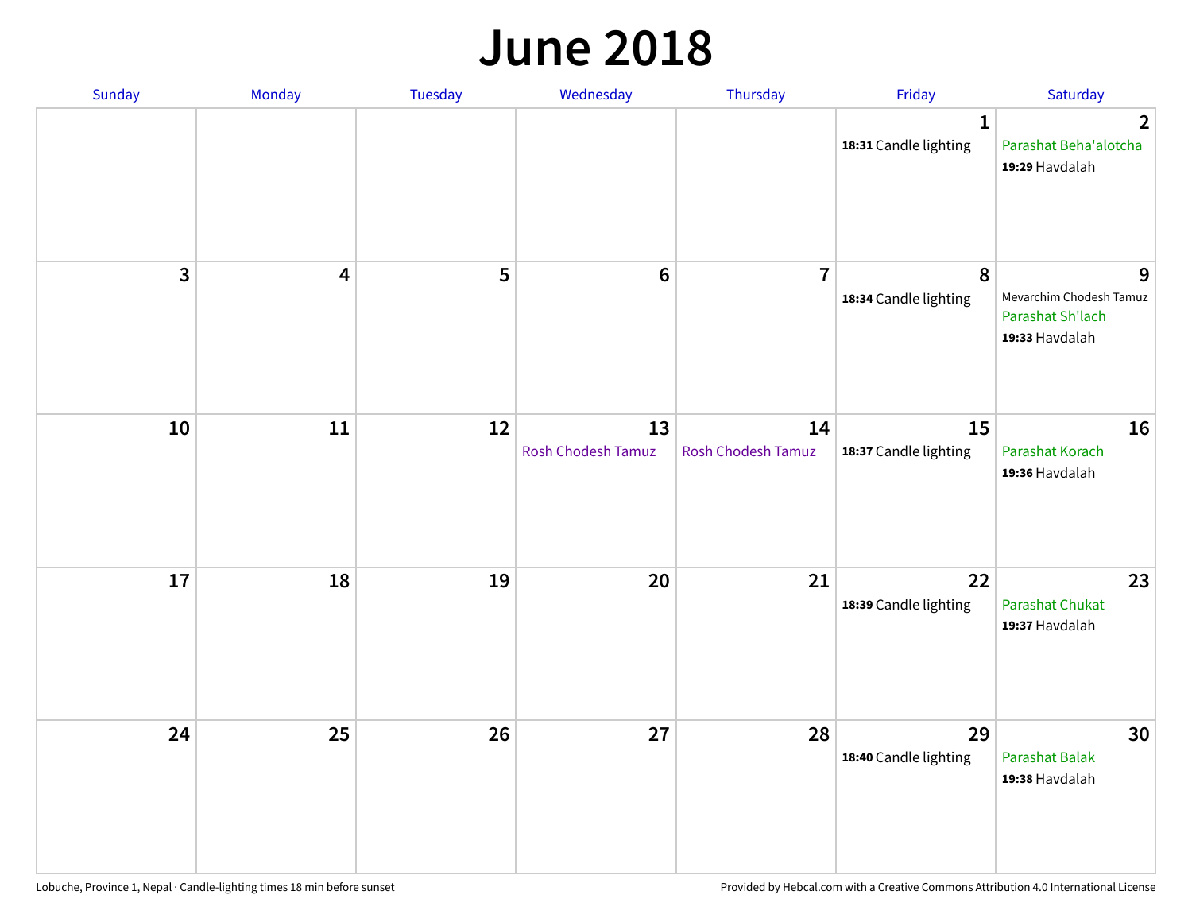# June 2018

| Sunday | Monday | Tuesday | Wednesday | Thursday | Friday | Saturday |
| --- | --- | --- | --- | --- | --- | --- |
| | | | | | 1<br>**18:31** Candle lighting | 2<br>Parashat Beha'alotcha<br>**19:29** Havdalah |
| 3 | 4 | 5 | 6 | 7 | 8<br>**18:34** Candle lighting | 9<br>Mevarchim Chodesh Tamuz<br>Parashat Sh'lach<br>**19:33** Havdalah |
| 10 | 11 | 12 | 13<br>Rosh Chodesh Tamuz | 14<br>Rosh Chodesh Tamuz | 15<br>**18:37** Candle lighting | 16<br>Parashat Korach<br>**19:36** Havdalah |
| 17 | 18 | 19 | 20 | 21 | 22<br>**18:39** Candle lighting | 23<br>Parashat Chukat<br>**19:37** Havdalah |
| 24 | 25 | 26 | 27 | 28 | 29<br>**18:40** Candle lighting | 30<br>Parashat Balak<br>**19:38** Havdalah |

Lobuche, Province 1, Nepal · Candle-lighting times 18 min before sunset

Provided by Hebcal.com with a Creative Commons Attribution 4.0 International License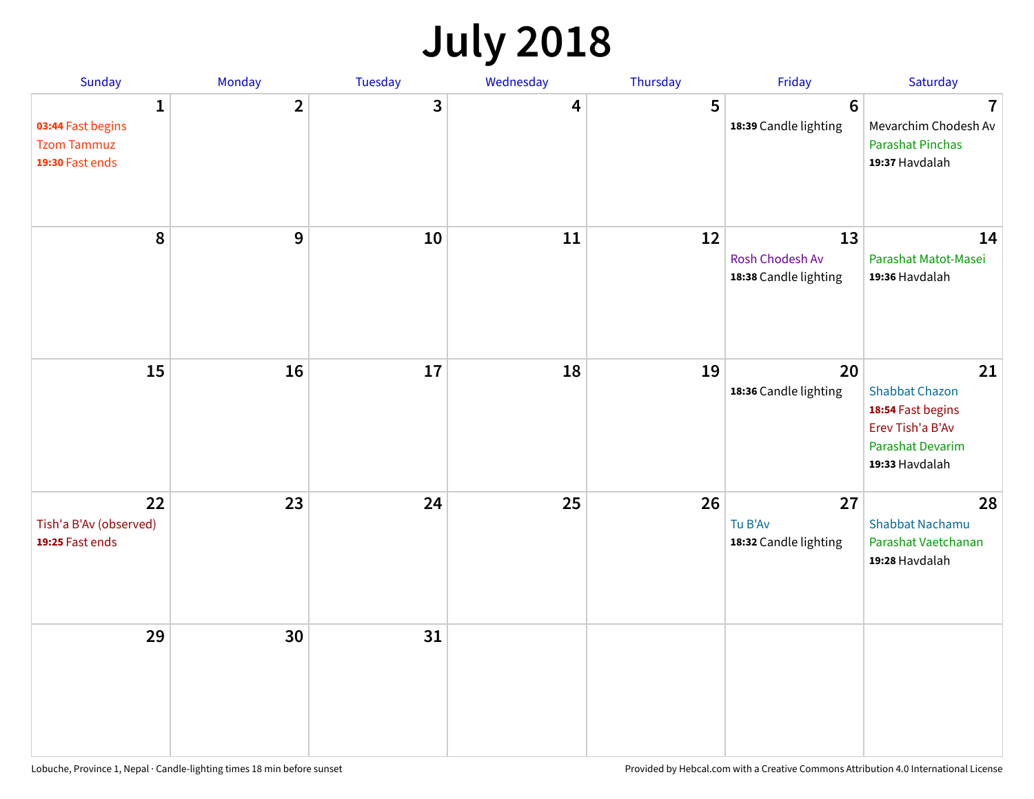# July 2018

| Sunday | Monday | Tuesday | Wednesday | Thursday | Friday | Saturday |
|---|---|---|---|---|---|---|
| **1** 03:44 Fast begins Tzom Tammuz 19:30 Fast ends | **2** | **3** | **4** | **5** | **6** 18:39 Candle lighting | **7** Mevarchim Chodesh Av Parashat Pinchas 19:37 Havdalah |
| **8** | **9** | **10** | **11** | **12** | **13** Rosh Chodesh Av 18:38 Candle lighting | **14** Parashat Matot-Masei 19:36 Havdalah |
| **15** | **16** | **17** | **18** | **19** | **20** 18:36 Candle lighting | **21** Shabbat Chazon 18:54 Fast begins Erev Tish'a B'Av Parashat Devarim 19:33 Havdalah |
| **22** Tish'a B'Av (observed) 19:25 Fast ends | **23** | **24** | **25** | **26** | **27** Tu B'Av 18:32 Candle lighting | **28** Shabbat Nachamu Parashat Vaetchanan 19:28 Havdalah |
| **29** | **30** | **31** | | | | |

Lobuche, Province 1, Nepal · Candle-lighting times 18 min before sunset

Provided by Hebcal.com with a Creative Commons Attribution 4.0 International License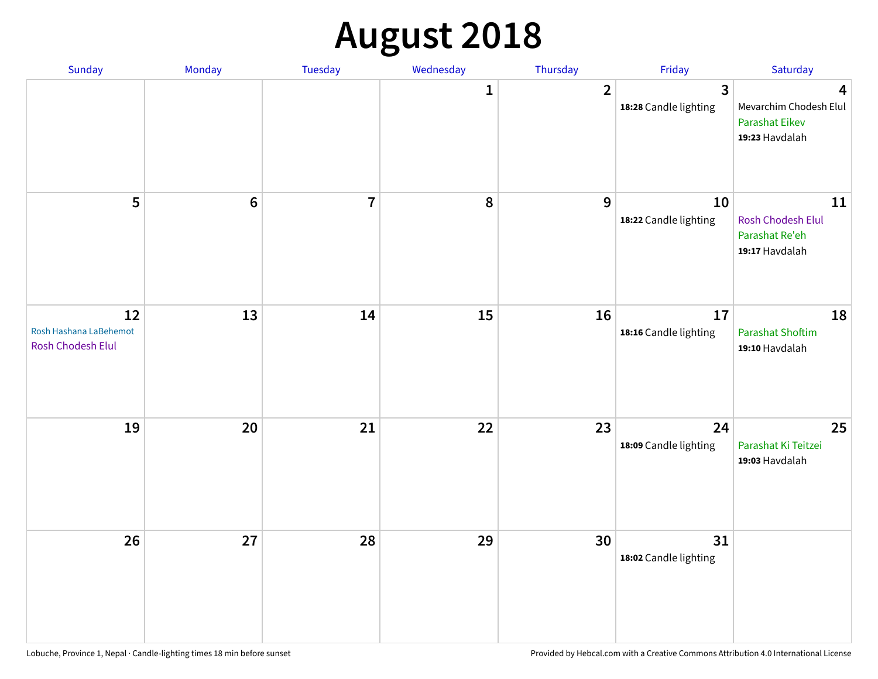# August 2018

| Sunday | Monday | Tuesday | Wednesday | Thursday | Friday | Saturday |
|---|---|---|---|---|---|---|
| | | | 1 | 2 | 3<br>**18:28** Candle lighting | 4<br>Mevarchim Chodesh Elul<br>Parashat Eikev<br>**19:23** Havdalah |
| 5 | 6 | 7 | 8 | 9 | 10<br>**18:22** Candle lighting | 11<br>Rosh Chodesh Elul<br>Parashat Re'eh<br>**19:17** Havdalah |
| 12<br>Rosh Hashana LaBehemot<br>Rosh Chodesh Elul | 13 | 14 | 15 | 16 | 17<br>**18:16** Candle lighting | 18<br>Parashat Shoftim<br>**19:10** Havdalah |
| 19 | 20 | 21 | 22 | 23 | 24<br>**18:09** Candle lighting | 25<br>Parashat Ki Teitzei<br>**19:03** Havdalah |
| 26 | 27 | 28 | 29 | 30 | 31<br>**18:02** Candle lighting | |

Lobuche, Province 1, Nepal · Candle-lighting times 18 min before sunset

Provided by Hebcal.com with a Creative Commons Attribution 4.0 International License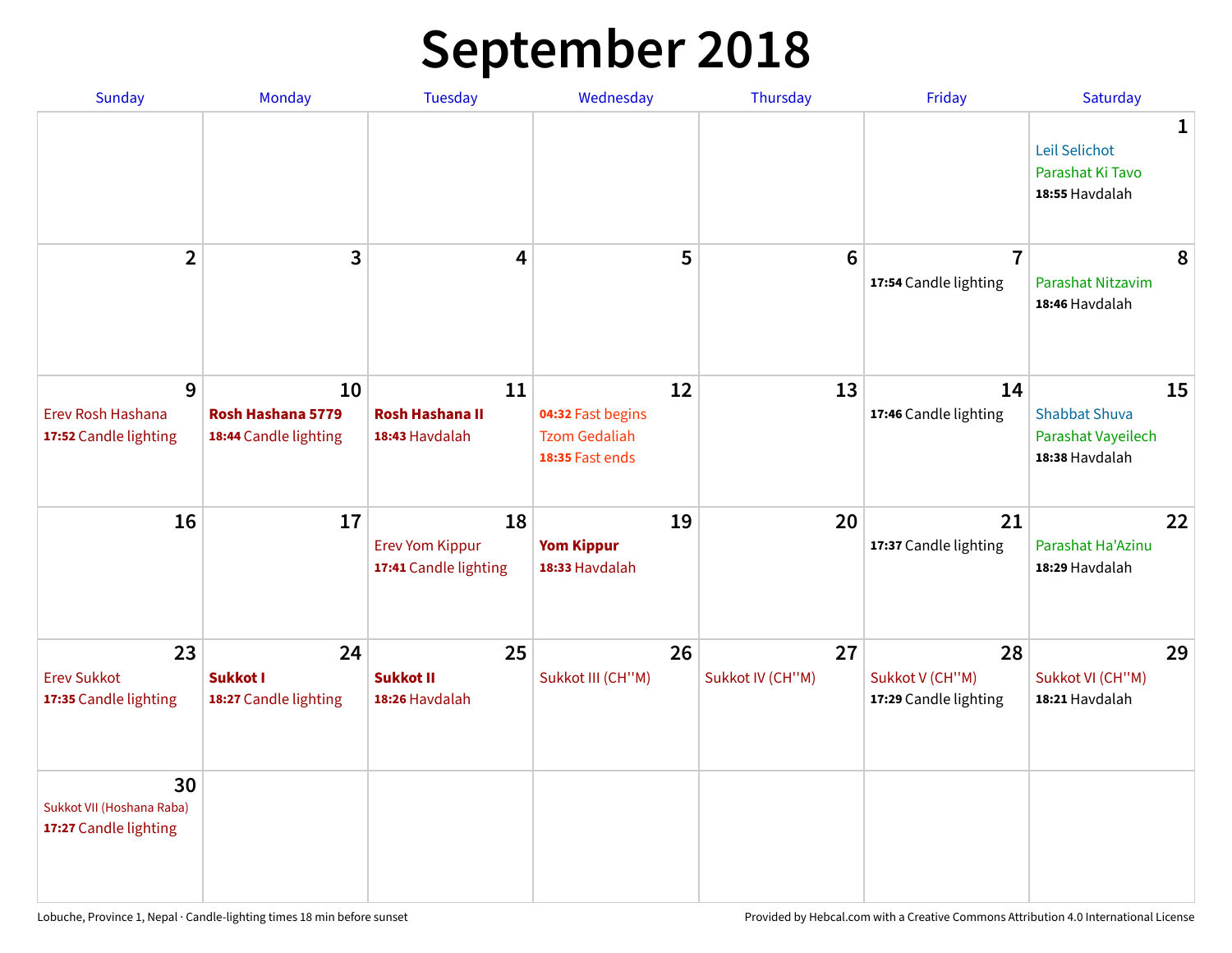# September 2018

| Sunday | Monday | Tuesday | Wednesday | Thursday | Friday | Saturday |
|---|---|---|---|---|---|---|
| | | | | | | **1** Leil Selichot Parashat Ki Tavo **18:55** Havdalah |
| **2** | **3** | **4** | **5** | **6** | **7** **17:54** Candle lighting | **8** Parashat Nitzavim **18:46** Havdalah |
| **9** Erev Rosh Hashana **17:52** Candle lighting | **10** **Rosh Hashana 5779** **18:44** Candle lighting | **11** **Rosh Hashana II** **18:43** Havdalah | **12** **04:32** Fast begins Tzom Gedaliah **18:35** Fast ends | **13** | **14** **17:46** Candle lighting | **15** Shabbat Shuva Parashat Vayeilech **18:38** Havdalah |
| **16** | **17** | **18** Erev Yom Kippur **17:41** Candle lighting | **19** **Yom Kippur** **18:33** Havdalah | **20** | **21** **17:37** Candle lighting | **22** Parashat Ha'Azinu **18:29** Havdalah |
| **23** Erev Sukkot **17:35** Candle lighting | **24** **Sukkot I** **18:27** Candle lighting | **25** **Sukkot II** **18:26** Havdalah | **26** Sukkot III (CH''M) | **27** Sukkot IV (CH''M) | **28** Sukkot V (CH''M) **17:29** Candle lighting | **29** Sukkot VI (CH''M) **18:21** Havdalah |
| **30** Sukkot VII (Hoshana Raba) **17:27** Candle lighting | | | | | | |

Lobuche, Province 1, Nepal · Candle-lighting times 18 min before sunset

Provided by Hebcal.com with a Creative Commons Attribution 4.0 International License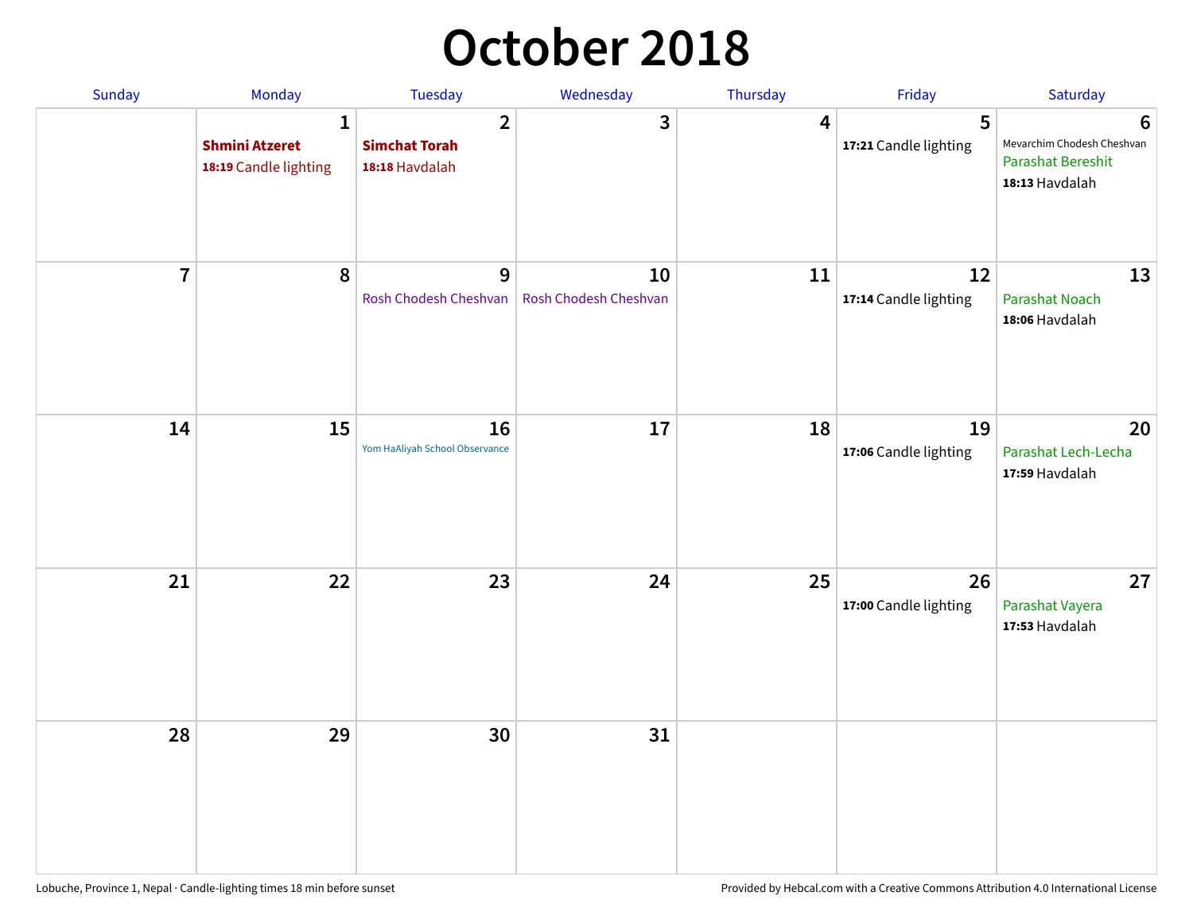# October 2018

| Sunday | Monday | Tuesday | Wednesday | Thursday | Friday | Saturday |
| --- | --- | --- | --- | --- | --- | --- |
| | 1 **Shmini Atzeret** **18:19** Candle lighting | 2 **Simchat Torah** **18:18** Havdalah | 3 | 4 | 5 **17:21** Candle lighting | 6 Mevarchim Chodesh Cheshvan Parashat Bereshit **18:13** Havdalah |
| 7 | 8 | 9 Rosh Chodesh Cheshvan | 10 Rosh Chodesh Cheshvan | 11 | 12 **17:14** Candle lighting | 13 Parashat Noach **18:06** Havdalah |
| 14 | 15 | 16 Yom HaAliyah School Observance | 17 | 18 | 19 **17:06** Candle lighting | 20 Parashat Lech-Lecha **17:59** Havdalah |
| 21 | 22 | 23 | 24 | 25 | 26 **17:00** Candle lighting | 27 Parashat Vayera **17:53** Havdalah |
| 28 | 29 | 30 | 31 | | | |

Lobuche, Province 1, Nepal · Candle-lighting times 18 min before sunset

Provided by Hebcal.com with a Creative Commons Attribution 4.0 International License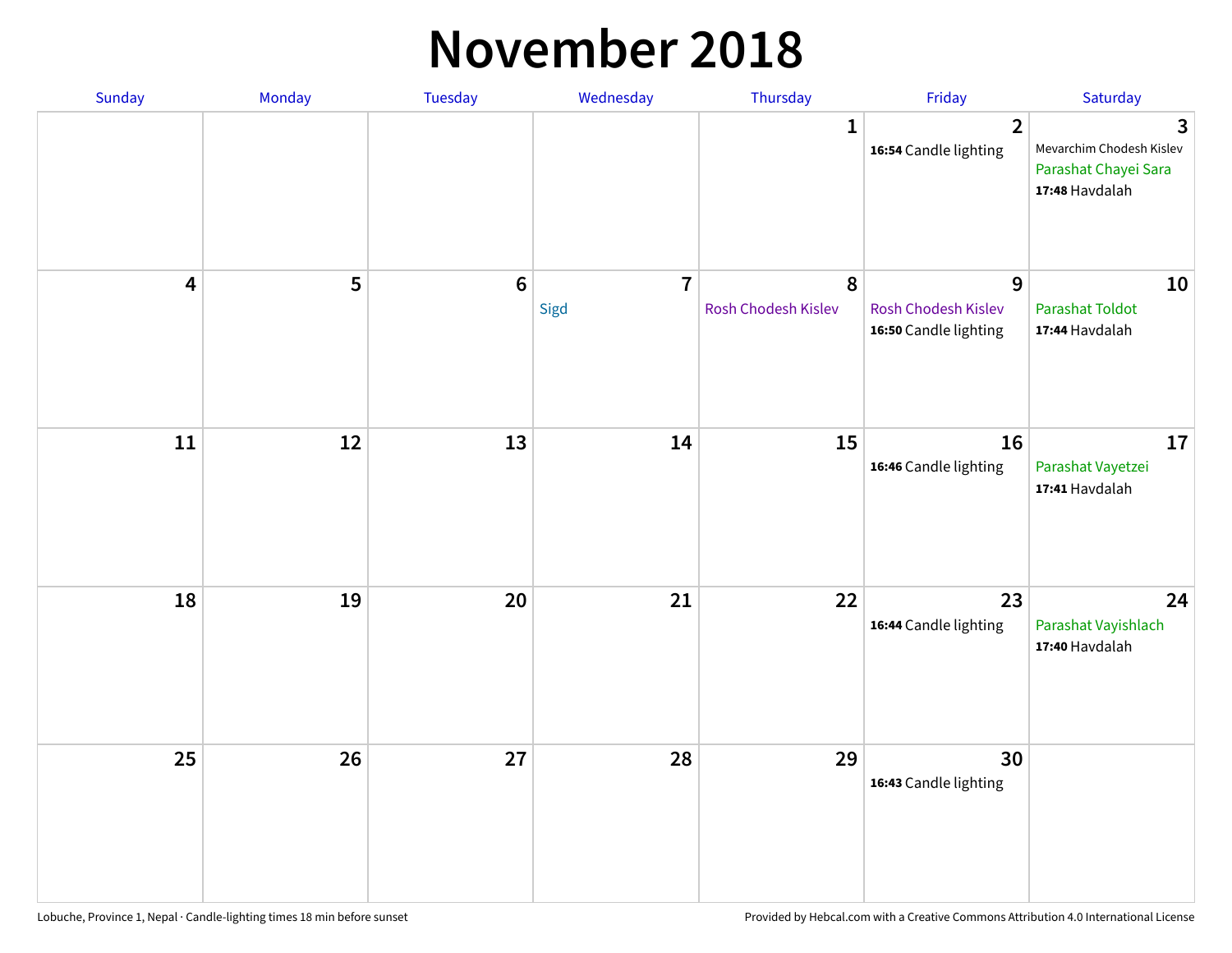# November 2018

| Sunday | Monday | Tuesday | Wednesday | Thursday | Friday | Saturday |
|---|---|---|---|---|---|---|
| | | | | 1 | 2<br>**16:54** Candle lighting | 3<br>Mevarchim Chodesh Kislev<br>Parashat Chayei Sara<br>**17:48** Havdalah |
| 4 | 5 | 6 | 7<br>Sigd | 8<br>Rosh Chodesh Kislev | 9<br>Rosh Chodesh Kislev<br>**16:50** Candle lighting | 10<br>Parashat Toldot<br>**17:44** Havdalah |
| 11 | 12 | 13 | 14 | 15 | 16<br>**16:46** Candle lighting | 17<br>Parashat Vayetzei<br>**17:41** Havdalah |
| 18 | 19 | 20 | 21 | 22 | 23<br>**16:44** Candle lighting | 24<br>Parashat Vayishlach<br>**17:40** Havdalah |
| 25 | 26 | 27 | 28 | 29 | 30<br>**16:43** Candle lighting | |

Lobuche, Province 1, Nepal · Candle-lighting times 18 min before sunset

Provided by Hebcal.com with a Creative Commons Attribution 4.0 International License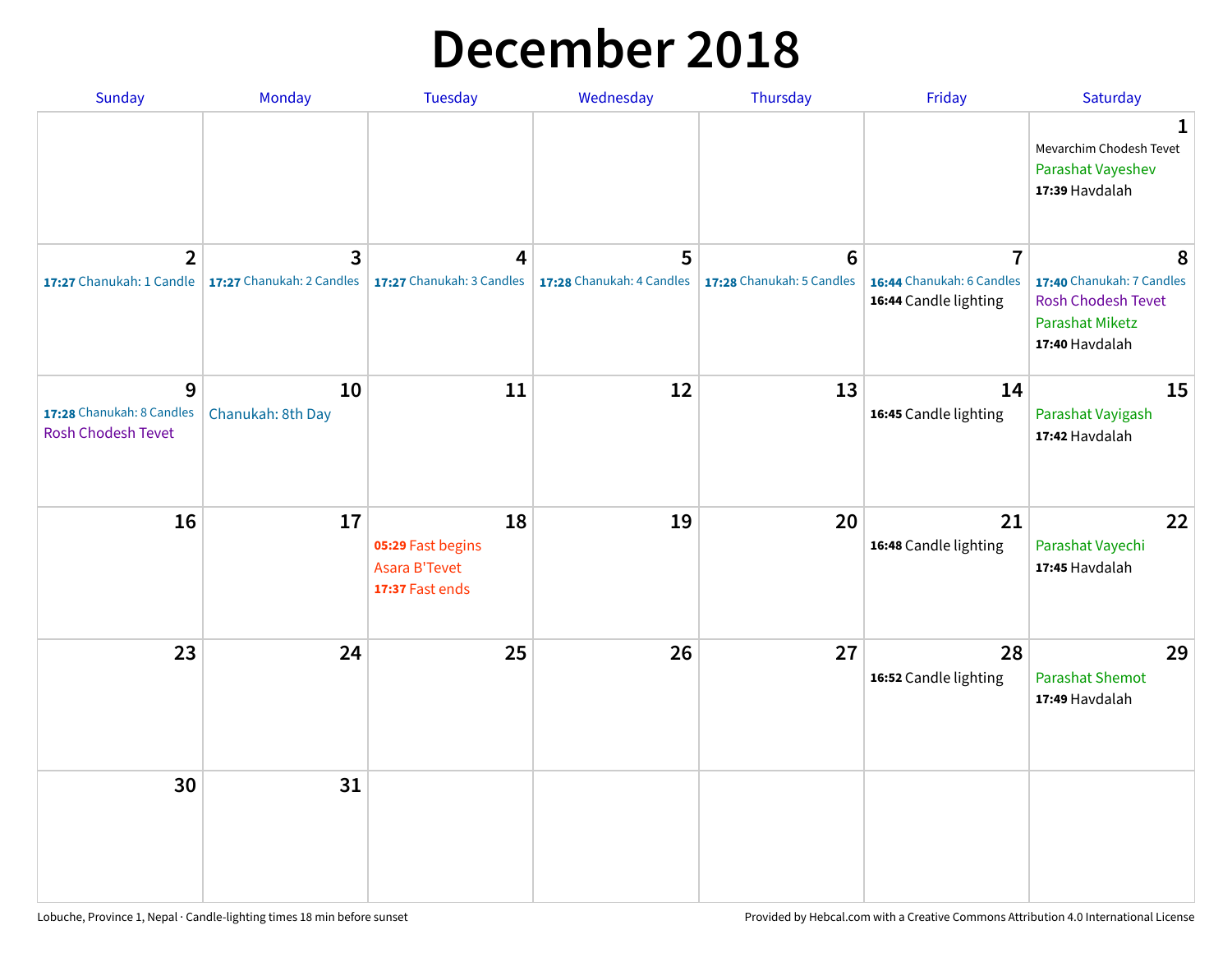# December 2018

| Sunday | Monday | Tuesday | Wednesday | Thursday | Friday | Saturday |
|---|---|---|---|---|---|---|
| | | | | | | **1** Mevarchim Chodesh Tevet Parashat Vayeshev **17:39** Havdalah |
| **2** **17:27** Chanukah: 1 Candle | **3** **17:27** Chanukah: 2 Candles | **4** **17:27** Chanukah: 3 Candles | **5** **17:28** Chanukah: 4 Candles | **6** **17:28** Chanukah: 5 Candles | **7** **16:44** Chanukah: 6 Candles **16:44** Candle lighting | **8** **17:40** Chanukah: 7 Candles Rosh Chodesh Tevet Parashat Miketz **17:40** Havdalah |
| **9** **17:28** Chanukah: 8 Candles Rosh Chodesh Tevet | **10** Chanukah: 8th Day | **11** | **12** | **13** | **14** **16:45** Candle lighting | **15** Parashat Vayigash **17:42** Havdalah |
| **16** | **17** | **18** **05:29** Fast begins Asara B'Tevet **17:37** Fast ends | **19** | **20** | **21** **16:48** Candle lighting | **22** Parashat Vayechi **17:45** Havdalah |
| **23** | **24** | **25** | **26** | **27** | **28** **16:52** Candle lighting | **29** Parashat Shemot **17:49** Havdalah |
| **30** | **31** | | | | | |

Lobuche, Province 1, Nepal · Candle-lighting times 18 min before sunset

Provided by Hebcal.com with a Creative Commons Attribution 4.0 International License